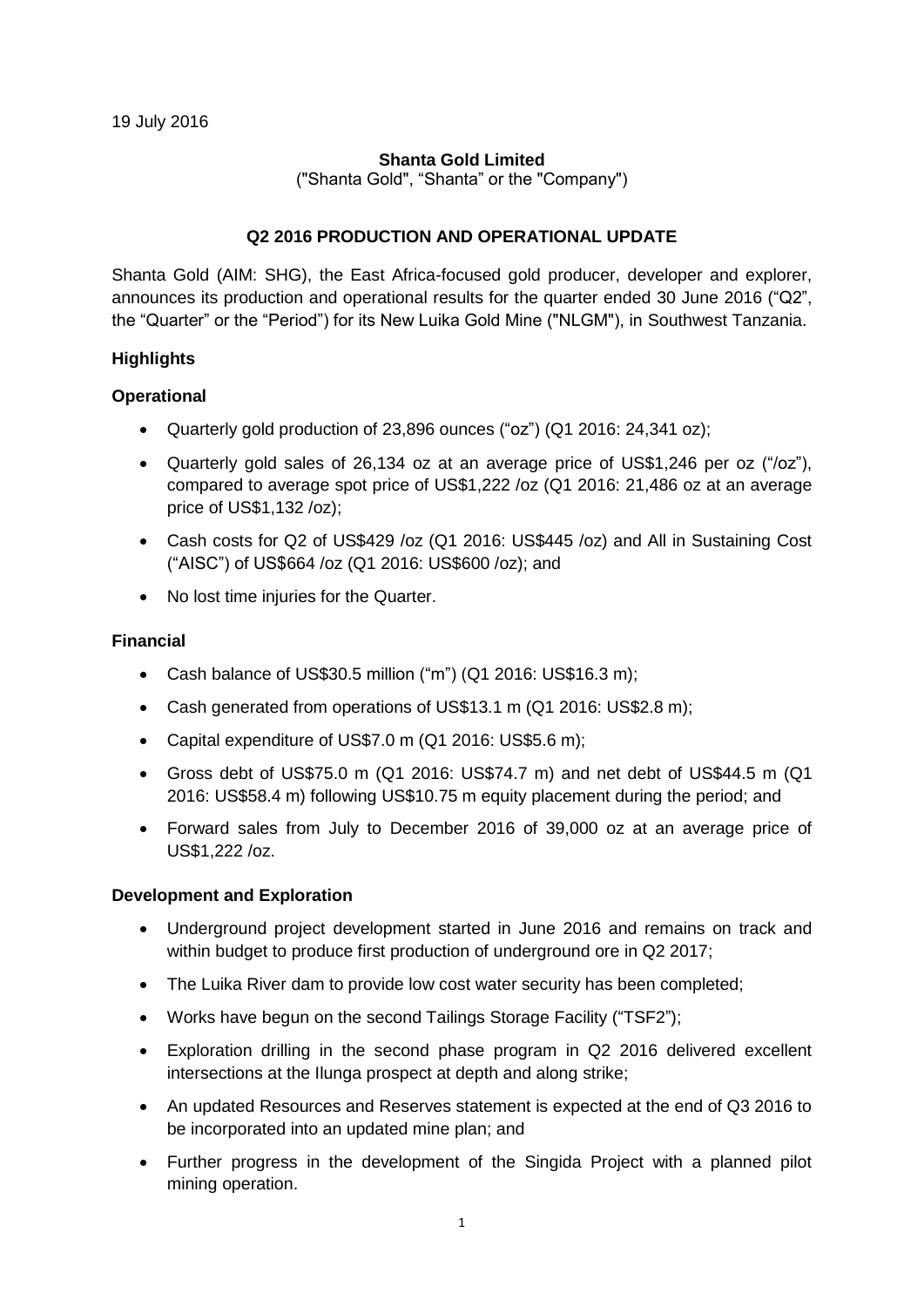19 July 2016

**Shanta Gold Limited**

("Shanta Gold", "Shanta" or the "Company")

## Q2 2016 PRODUCTION AND OPERATIONAL UPDATE

Shanta Gold (AIM: SHG), the East Africa-focused gold producer, developer and explorer, announces its production and operational results for the quarter ended 30 June 2016 ("Q2", the "Quarter" or the "Period") for its New Luika Gold Mine ("NLGM"), in Southwest Tanzania.

### Highlights

#### Operational

- Quarterly gold production of 23,896 ounces ("oz") (Q1 2016: 24,341 oz);
- Quarterly gold sales of 26,134 oz at an average price of US$1,246 per oz ("/oz"), compared to average spot price of US$1,222 /oz (Q1 2016: 21,486 oz at an average price of US$1,132 /oz);
- Cash costs for Q2 of US$429 /oz (Q1 2016: US$445 /oz) and All in Sustaining Cost ("AISC") of US$664 /oz (Q1 2016: US$600 /oz); and
- No lost time injuries for the Quarter.

#### Financial

- Cash balance of US$30.5 million ("m") (Q1 2016: US$16.3 m);
- Cash generated from operations of US$13.1 m (Q1 2016: US$2.8 m);
- Capital expenditure of US$7.0 m (Q1 2016: US$5.6 m);
- Gross debt of US$75.0 m (Q1 2016: US$74.7 m) and net debt of US$44.5 m (Q1 2016: US$58.4 m) following US$10.75 m equity placement during the period; and
- Forward sales from July to December 2016 of 39,000 oz at an average price of US$1,222 /oz.

#### Development and Exploration

- Underground project development started in June 2016 and remains on track and within budget to produce first production of underground ore in Q2 2017;
- The Luika River dam to provide low cost water security has been completed;
- Works have begun on the second Tailings Storage Facility ("TSF2");
- Exploration drilling in the second phase program in Q2 2016 delivered excellent intersections at the Ilunga prospect at depth and along strike;
- An updated Resources and Reserves statement is expected at the end of Q3 2016 to be incorporated into an updated mine plan; and
- Further progress in the development of the Singida Project with a planned pilot mining operation.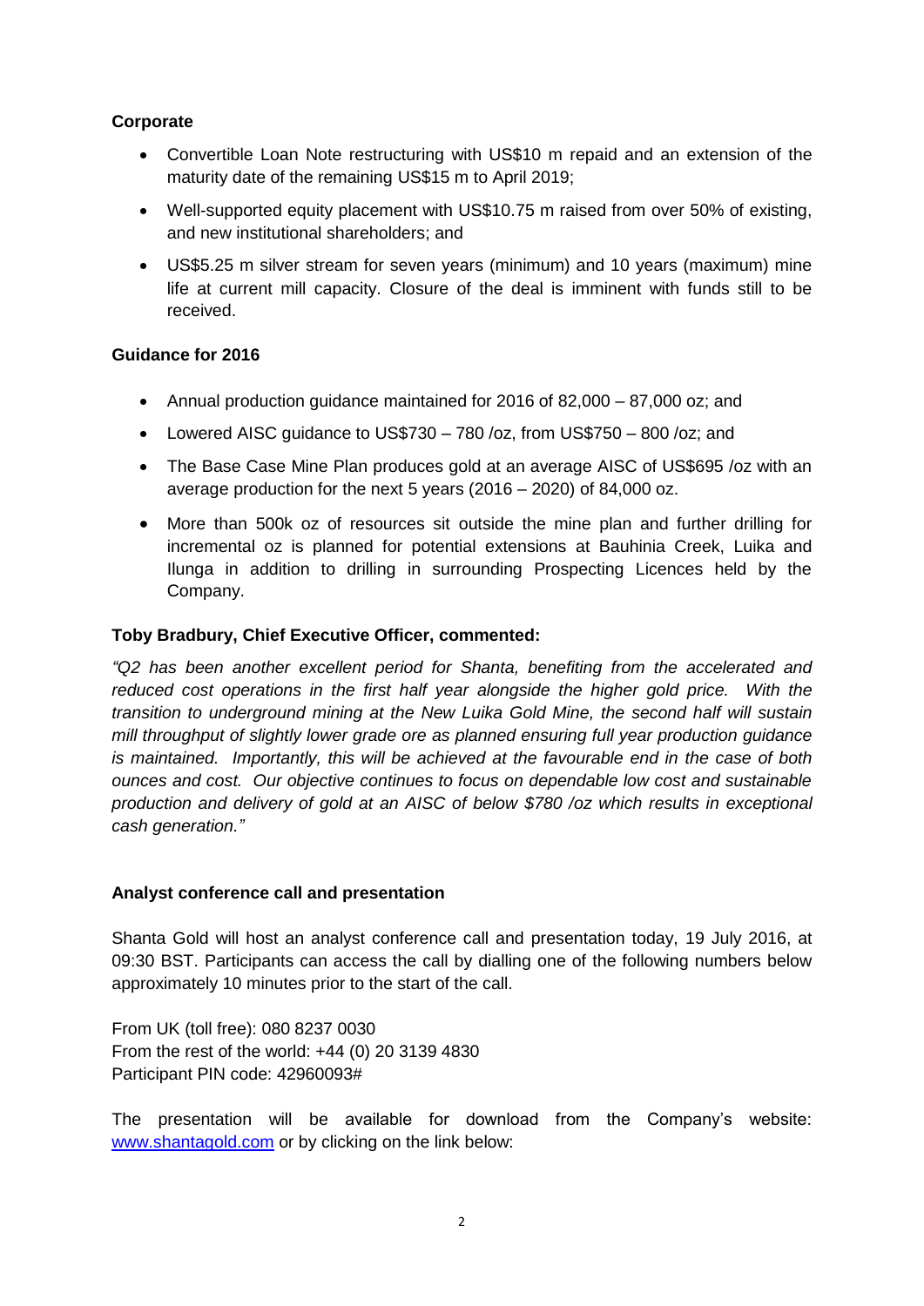**Corporate**

- Convertible Loan Note restructuring with US$10 m repaid and an extension of the maturity date of the remaining US$15 m to April 2019;
- Well-supported equity placement with US$10.75 m raised from over 50% of existing, and new institutional shareholders; and
- US$5.25 m silver stream for seven years (minimum) and 10 years (maximum) mine life at current mill capacity. Closure of the deal is imminent with funds still to be received.

**Guidance for 2016**

- Annual production guidance maintained for 2016 of 82,000 – 87,000 oz; and
- Lowered AISC guidance to US$730 – 780 /oz, from US$750 – 800 /oz; and
- The Base Case Mine Plan produces gold at an average AISC of US$695 /oz with an average production for the next 5 years (2016 – 2020) of 84,000 oz.
- More than 500k oz of resources sit outside the mine plan and further drilling for incremental oz is planned for potential extensions at Bauhinia Creek, Luika and Ilunga in addition to drilling in surrounding Prospecting Licences held by the Company.

**Toby Bradbury, Chief Executive Officer, commented:**

*"Q2 has been another excellent period for Shanta, benefiting from the accelerated and reduced cost operations in the first half year alongside the higher gold price. With the transition to underground mining at the New Luika Gold Mine, the second half will sustain mill throughput of slightly lower grade ore as planned ensuring full year production guidance is maintained. Importantly, this will be achieved at the favourable end in the case of both ounces and cost. Our objective continues to focus on dependable low cost and sustainable production and delivery of gold at an AISC of below $780 /oz which results in exceptional cash generation."*

**Analyst conference call and presentation**

Shanta Gold will host an analyst conference call and presentation today, 19 July 2016, at 09:30 BST. Participants can access the call by dialling one of the following numbers below approximately 10 minutes prior to the start of the call.

From UK (toll free): 080 8237 0030
From the rest of the world: +44 (0) 20 3139 4830
Participant PIN code: 42960093#

The presentation will be available for download from the Company's website: [www.shantagold.com](http://www.shantagold.com) or by clicking on the link below: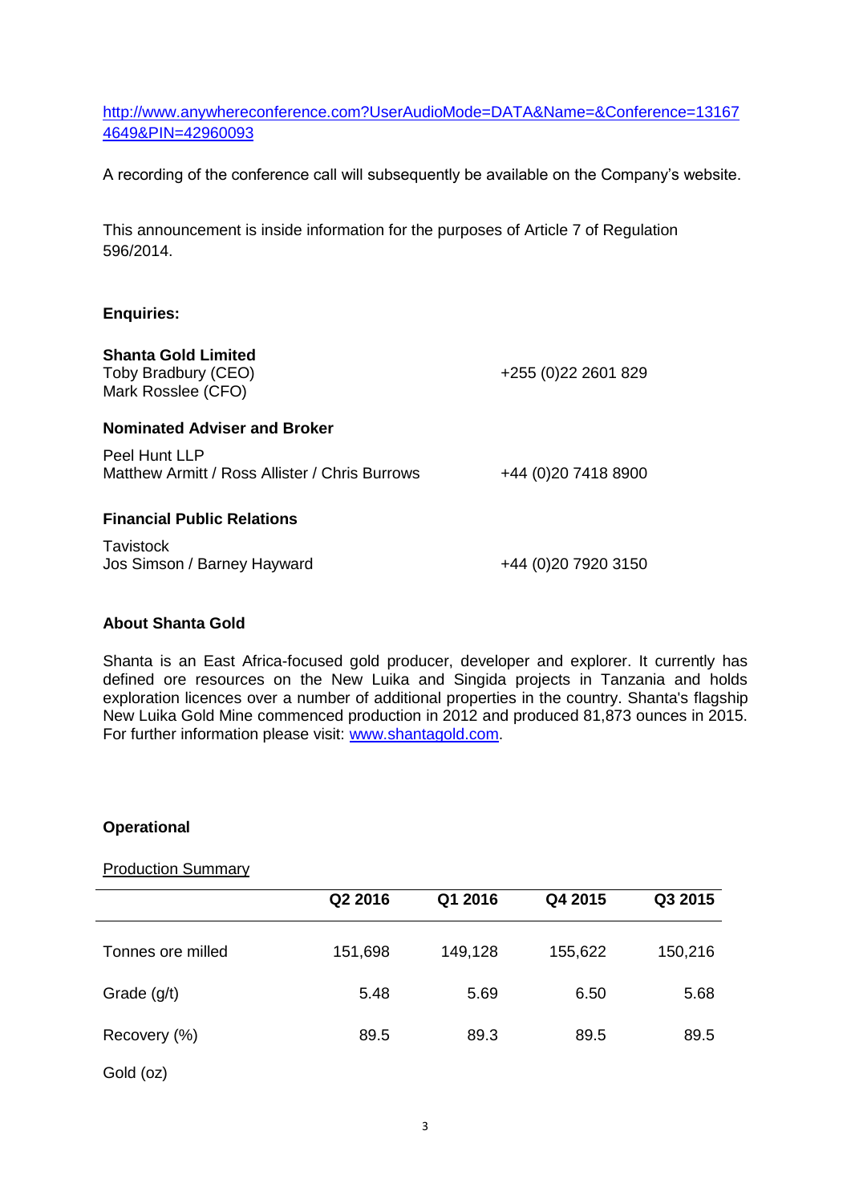http://www.anywhereconference.com?UserAudioMode=DATA&Name=&Conference=131674649&PIN=42960093

A recording of the conference call will subsequently be available on the Company's website.

This announcement is inside information for the purposes of Article 7 of Regulation 596/2014.

**Enquiries:**

**Shanta Gold Limited**
Toby Bradbury (CEO) +255 (0)22 2601 829
Mark Rosslee (CFO)

**Nominated Adviser and Broker**

Peel Hunt LLP
Matthew Armitt / Ross Allister / Chris Burrows +44 (0)20 7418 8900

**Financial Public Relations**

Tavistock
Jos Simson / Barney Hayward +44 (0)20 7920 3150

**About Shanta Gold**

Shanta is an East Africa-focused gold producer, developer and explorer. It currently has defined ore resources on the New Luika and Singida projects in Tanzania and holds exploration licences over a number of additional properties in the country. Shanta's flagship New Luika Gold Mine commenced production in 2012 and produced 81,873 ounces in 2015. For further information please visit: www.shantagold.com.

**Operational**

Production Summary

| | Q2 2016 | Q1 2016 | Q4 2015 | Q3 2015 |
|---|---|---|---|---|
| Tonnes ore milled | 151,698 | 149,128 | 155,622 | 150,216 |
| Grade (g/t) | 5.48 | 5.69 | 6.50 | 5.68 |
| Recovery (%) | 89.5 | 89.3 | 89.5 | 89.5 |
| Gold (oz) | | | | |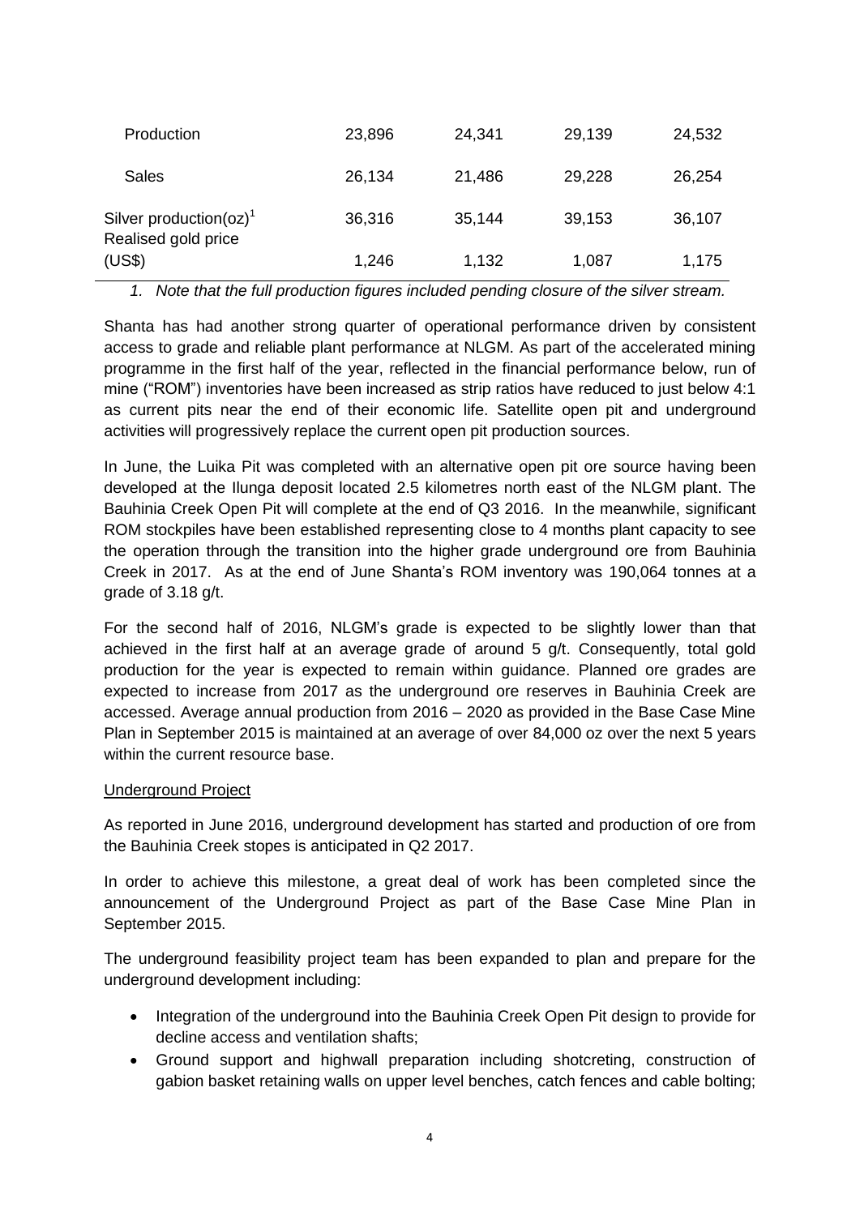| | | | | |
|---|---|---|---|---|
| Production | 23,896 | 24,341 | 29,139 | 24,532 |
| Sales | 26,134 | 21,486 | 29,228 | 26,254 |
| Silver production(oz)[1] | 36,316 | 35,144 | 39,153 | 36,107 |
| Realised gold price (US$) | 1,246 | 1,132 | 1,087 | 1,175 |

*1. Note that the full production figures included pending closure of the silver stream.*

Shanta has had another strong quarter of operational performance driven by consistent access to grade and reliable plant performance at NLGM. As part of the accelerated mining programme in the first half of the year, reflected in the financial performance below, run of mine ("ROM") inventories have been increased as strip ratios have reduced to just below 4:1 as current pits near the end of their economic life. Satellite open pit and underground activities will progressively replace the current open pit production sources.

In June, the Luika Pit was completed with an alternative open pit ore source having been developed at the Ilunga deposit located 2.5 kilometres north east of the NLGM plant. The Bauhinia Creek Open Pit will complete at the end of Q3 2016. In the meanwhile, significant ROM stockpiles have been established representing close to 4 months plant capacity to see the operation through the transition into the higher grade underground ore from Bauhinia Creek in 2017. As at the end of June Shanta's ROM inventory was 190,064 tonnes at a grade of 3.18 g/t.

For the second half of 2016, NLGM's grade is expected to be slightly lower than that achieved in the first half at an average grade of around 5 g/t. Consequently, total gold production for the year is expected to remain within guidance. Planned ore grades are expected to increase from 2017 as the underground ore reserves in Bauhinia Creek are accessed. Average annual production from 2016 – 2020 as provided in the Base Case Mine Plan in September 2015 is maintained at an average of over 84,000 oz over the next 5 years within the current resource base.

Underground Project

As reported in June 2016, underground development has started and production of ore from the Bauhinia Creek stopes is anticipated in Q2 2017.

In order to achieve this milestone, a great deal of work has been completed since the announcement of the Underground Project as part of the Base Case Mine Plan in September 2015.

The underground feasibility project team has been expanded to plan and prepare for the underground development including:

- Integration of the underground into the Bauhinia Creek Open Pit design to provide for decline access and ventilation shafts;
- Ground support and highwall preparation including shotcreting, construction of gabion basket retaining walls on upper level benches, catch fences and cable bolting;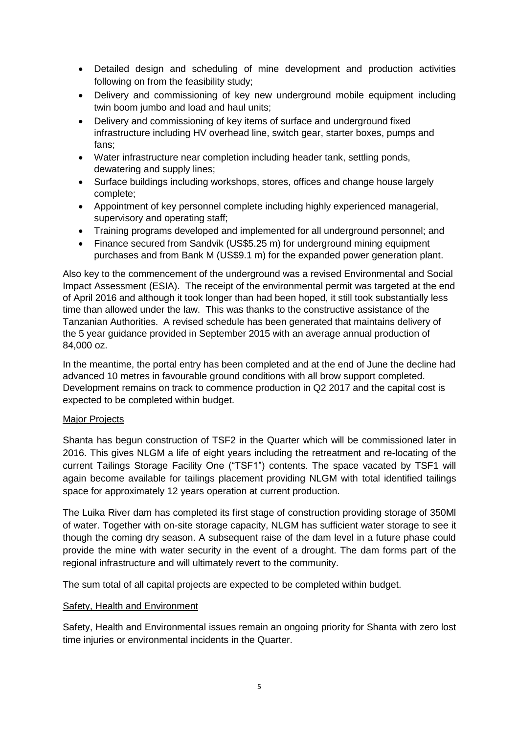- Detailed design and scheduling of mine development and production activities following on from the feasibility study;
- Delivery and commissioning of key new underground mobile equipment including twin boom jumbo and load and haul units;
- Delivery and commissioning of key items of surface and underground fixed infrastructure including HV overhead line, switch gear, starter boxes, pumps and fans;
- Water infrastructure near completion including header tank, settling ponds, dewatering and supply lines;
- Surface buildings including workshops, stores, offices and change house largely complete;
- Appointment of key personnel complete including highly experienced managerial, supervisory and operating staff;
- Training programs developed and implemented for all underground personnel; and
- Finance secured from Sandvik (US$5.25 m) for underground mining equipment purchases and from Bank M (US$9.1 m) for the expanded power generation plant.

Also key to the commencement of the underground was a revised Environmental and Social Impact Assessment (ESIA). The receipt of the environmental permit was targeted at the end of April 2016 and although it took longer than had been hoped, it still took substantially less time than allowed under the law. This was thanks to the constructive assistance of the Tanzanian Authorities. A revised schedule has been generated that maintains delivery of the 5 year guidance provided in September 2015 with an average annual production of 84,000 oz.

In the meantime, the portal entry has been completed and at the end of June the decline had advanced 10 metres in favourable ground conditions with all brow support completed. Development remains on track to commence production in Q2 2017 and the capital cost is expected to be completed within budget.

<u>Major Projects</u>

Shanta has begun construction of TSF2 in the Quarter which will be commissioned later in 2016. This gives NLGM a life of eight years including the retreatment and re-locating of the current Tailings Storage Facility One ("TSF1") contents. The space vacated by TSF1 will again become available for tailings placement providing NLGM with total identified tailings space for approximately 12 years operation at current production.

The Luika River dam has completed its first stage of construction providing storage of 350Ml of water. Together with on-site storage capacity, NLGM has sufficient water storage to see it though the coming dry season. A subsequent raise of the dam level in a future phase could provide the mine with water security in the event of a drought. The dam forms part of the regional infrastructure and will ultimately revert to the community.

The sum total of all capital projects are expected to be completed within budget.

<u>Safety, Health and Environment</u>

Safety, Health and Environmental issues remain an ongoing priority for Shanta with zero lost time injuries or environmental incidents in the Quarter.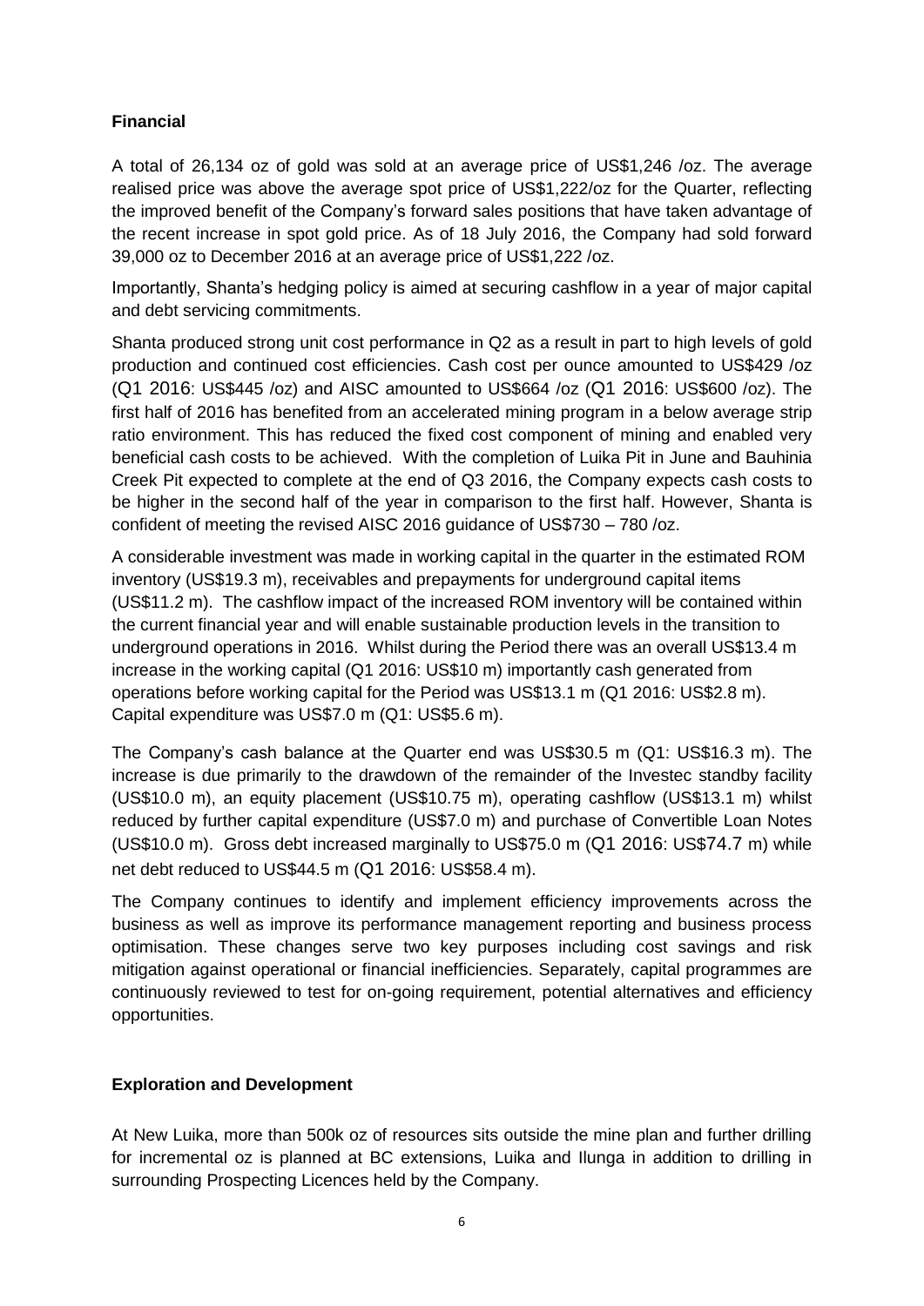## Financial

A total of 26,134 oz of gold was sold at an average price of US$1,246 /oz. The average realised price was above the average spot price of US$1,222/oz for the Quarter, reflecting the improved benefit of the Company's forward sales positions that have taken advantage of the recent increase in spot gold price. As of 18 July 2016, the Company had sold forward 39,000 oz to December 2016 at an average price of US$1,222 /oz.

Importantly, Shanta's hedging policy is aimed at securing cashflow in a year of major capital and debt servicing commitments.

Shanta produced strong unit cost performance in Q2 as a result in part to high levels of gold production and continued cost efficiencies. Cash cost per ounce amounted to US$429 /oz (Q1 2016: US$445 /oz) and AISC amounted to US$664 /oz (Q1 2016: US$600 /oz). The first half of 2016 has benefited from an accelerated mining program in a below average strip ratio environment. This has reduced the fixed cost component of mining and enabled very beneficial cash costs to be achieved. With the completion of Luika Pit in June and Bauhinia Creek Pit expected to complete at the end of Q3 2016, the Company expects cash costs to be higher in the second half of the year in comparison to the first half. However, Shanta is confident of meeting the revised AISC 2016 guidance of US$730 – 780 /oz.

A considerable investment was made in working capital in the quarter in the estimated ROM inventory (US$19.3 m), receivables and prepayments for underground capital items (US$11.2 m). The cashflow impact of the increased ROM inventory will be contained within the current financial year and will enable sustainable production levels in the transition to underground operations in 2016. Whilst during the Period there was an overall US$13.4 m increase in the working capital (Q1 2016: US$10 m) importantly cash generated from operations before working capital for the Period was US$13.1 m (Q1 2016: US$2.8 m). Capital expenditure was US$7.0 m (Q1: US$5.6 m).

The Company's cash balance at the Quarter end was US$30.5 m (Q1: US$16.3 m). The increase is due primarily to the drawdown of the remainder of the Investec standby facility (US$10.0 m), an equity placement (US$10.75 m), operating cashflow (US$13.1 m) whilst reduced by further capital expenditure (US$7.0 m) and purchase of Convertible Loan Notes (US$10.0 m). Gross debt increased marginally to US$75.0 m (Q1 2016: US$74.7 m) while net debt reduced to US$44.5 m (Q1 2016: US$58.4 m).

The Company continues to identify and implement efficiency improvements across the business as well as improve its performance management reporting and business process optimisation. These changes serve two key purposes including cost savings and risk mitigation against operational or financial inefficiencies. Separately, capital programmes are continuously reviewed to test for on-going requirement, potential alternatives and efficiency opportunities.

## Exploration and Development

At New Luika, more than 500k oz of resources sits outside the mine plan and further drilling for incremental oz is planned at BC extensions, Luika and Ilunga in addition to drilling in surrounding Prospecting Licences held by the Company.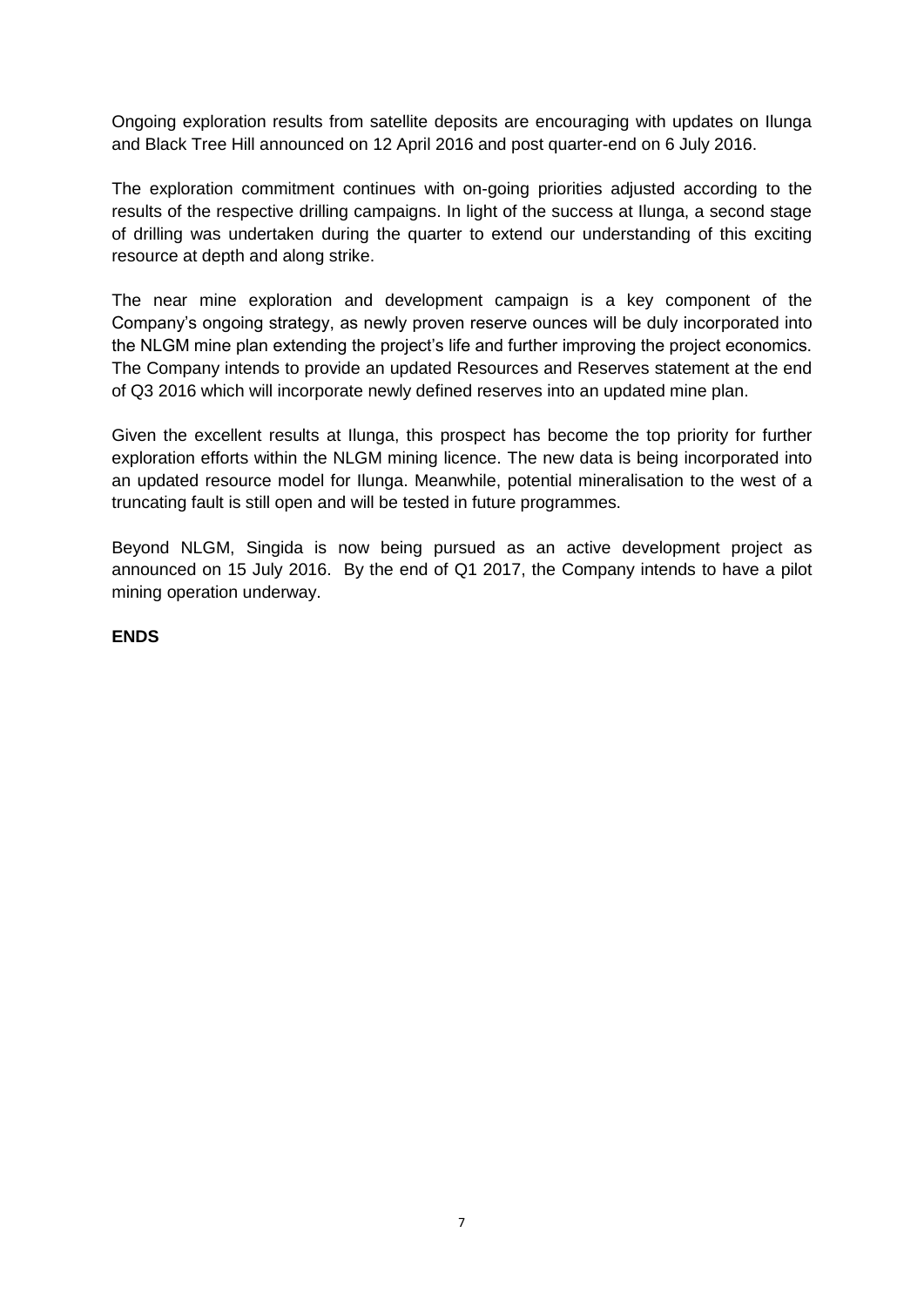Ongoing exploration results from satellite deposits are encouraging with updates on Ilunga and Black Tree Hill announced on 12 April 2016 and post quarter-end on 6 July 2016.

The exploration commitment continues with on-going priorities adjusted according to the results of the respective drilling campaigns. In light of the success at Ilunga, a second stage of drilling was undertaken during the quarter to extend our understanding of this exciting resource at depth and along strike.

The near mine exploration and development campaign is a key component of the Company's ongoing strategy, as newly proven reserve ounces will be duly incorporated into the NLGM mine plan extending the project's life and further improving the project economics. The Company intends to provide an updated Resources and Reserves statement at the end of Q3 2016 which will incorporate newly defined reserves into an updated mine plan.

Given the excellent results at Ilunga, this prospect has become the top priority for further exploration efforts within the NLGM mining licence. The new data is being incorporated into an updated resource model for Ilunga. Meanwhile, potential mineralisation to the west of a truncating fault is still open and will be tested in future programmes.

Beyond NLGM, Singida is now being pursued as an active development project as announced on 15 July 2016. By the end of Q1 2017, the Company intends to have a pilot mining operation underway.

**ENDS**